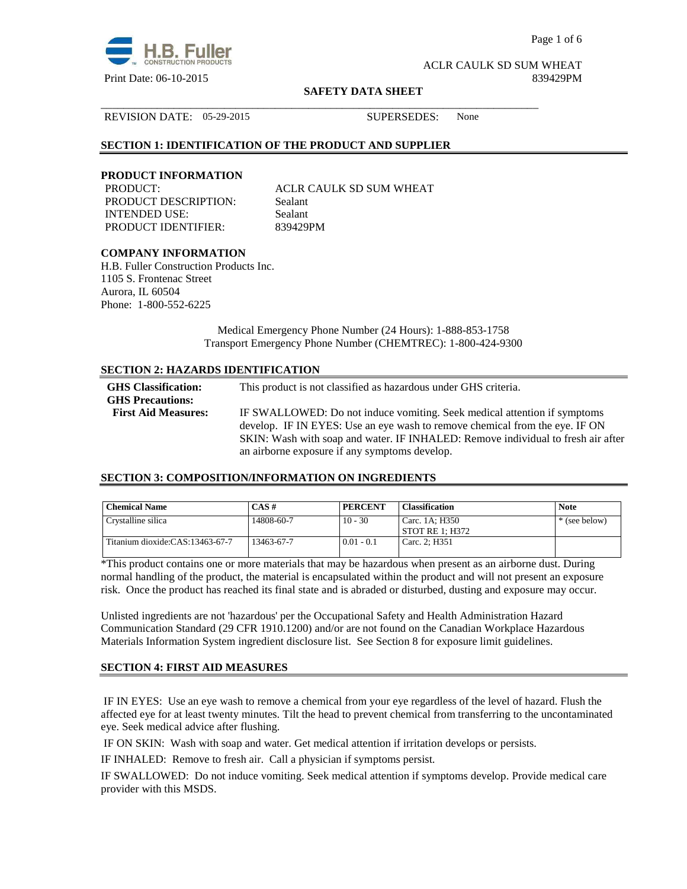ACLR CAULK SD SUM WHEAT
Print Date: 06-10-2015 839429PM

**SAFETY DATA SHEET**

REVISION DATE: 05-29-2015 SUPERSEDES: None

## SECTION 1: IDENTIFICATION OF THE PRODUCT AND SUPPLIER

### PRODUCT INFORMATION

PRODUCT: ACLR CAULK SD SUM WHEAT
PRODUCT DESCRIPTION: Sealant
INTENDED USE: Sealant
PRODUCT IDENTIFIER: 839429PM

### COMPANY INFORMATION

H.B. Fuller Construction Products Inc.
1105 S. Frontenac Street
Aurora, IL 60504
Phone: 1-800-552-6225

Medical Emergency Phone Number (24 Hours): 1-888-853-1758
Transport Emergency Phone Number (CHEMTREC): 1-800-424-9300

## SECTION 2: HAZARDS IDENTIFICATION

**GHS Classification:** This product is not classified as hazardous under GHS criteria.

**GHS Precautions:**

**First Aid Measures:** IF SWALLOWED: Do not induce vomiting. Seek medical attention if symptoms develop. IF IN EYES: Use an eye wash to remove chemical from the eye. IF ON SKIN: Wash with soap and water. IF INHALED: Remove individual to fresh air after an airborne exposure if any symptoms develop.

## SECTION 3: COMPOSITION/INFORMATION ON INGREDIENTS

| Chemical Name | CAS # | PERCENT | Classification | Note |
|---|---|---|---|---|
| Crystalline silica | 14808-60-7 | 10 - 30 | Carc. 1A; H350<br>STOT RE 1; H372 | * (see below) |
| Titanium dioxide:CAS:13463-67-7 | 13463-67-7 | 0.01 - 0.1 | Carc. 2; H351 | |

*This product contains one or more materials that may be hazardous when present as an airborne dust. During normal handling of the product, the material is encapsulated within the product and will not present an exposure risk. Once the product has reached its final state and is abraded or disturbed, dusting and exposure may occur.

Unlisted ingredients are not 'hazardous' per the Occupational Safety and Health Administration Hazard Communication Standard (29 CFR 1910.1200) and/or are not found on the Canadian Workplace Hazardous Materials Information System ingredient disclosure list. See Section 8 for exposure limit guidelines.

## SECTION 4: FIRST AID MEASURES

IF IN EYES: Use an eye wash to remove a chemical from your eye regardless of the level of hazard. Flush the affected eye for at least twenty minutes. Tilt the head to prevent chemical from transferring to the uncontaminated eye. Seek medical advice after flushing.

IF ON SKIN: Wash with soap and water. Get medical attention if irritation develops or persists.

IF INHALED: Remove to fresh air. Call a physician if symptoms persist.

IF SWALLOWED: Do not induce vomiting. Seek medical attention if symptoms develop. Provide medical care provider with this MSDS.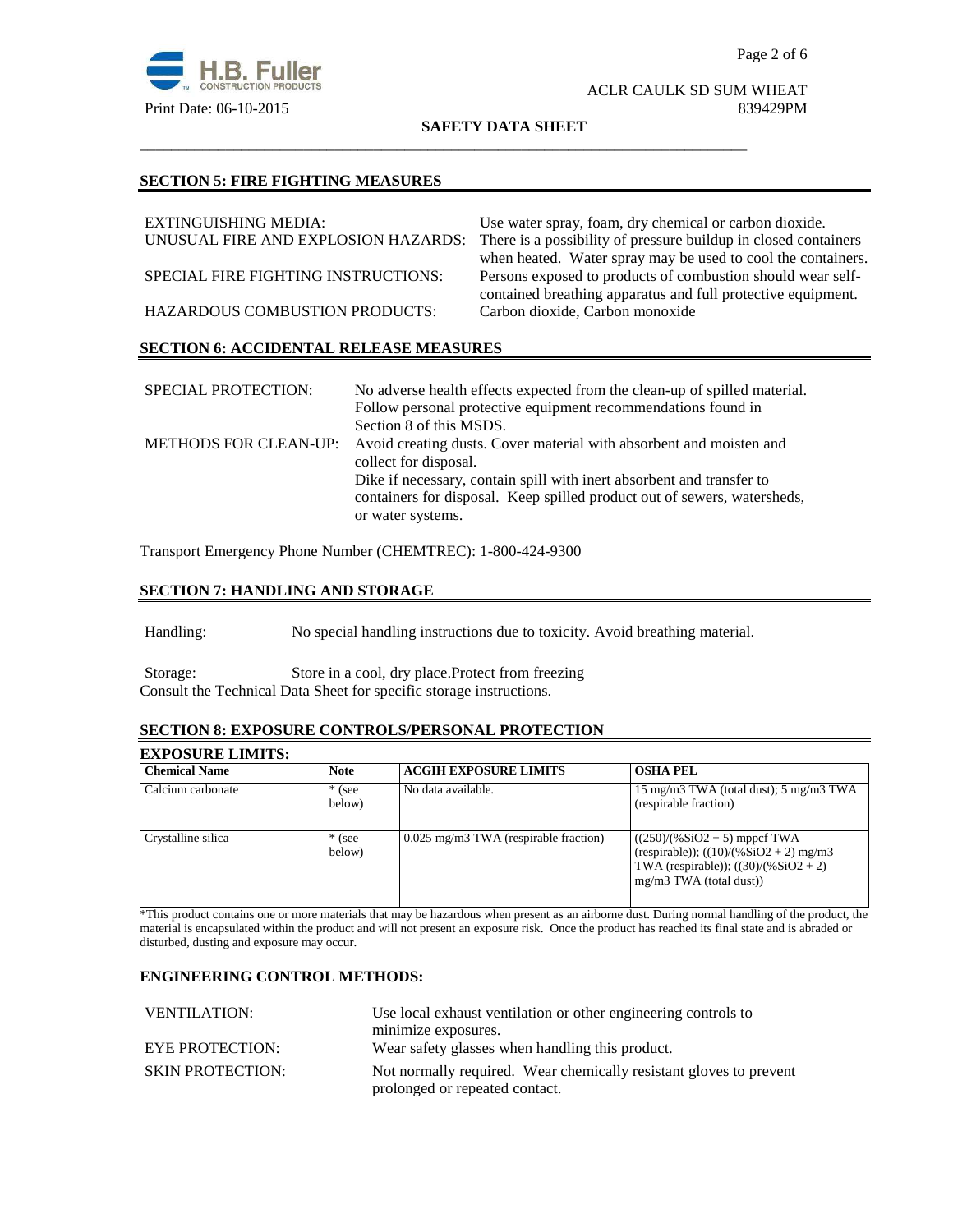## SECTION 5: FIRE FIGHTING MEASURES

EXTINGUISHING MEDIA: Use water spray, foam, dry chemical or carbon dioxide.

UNUSUAL FIRE AND EXPLOSION HAZARDS: There is a possibility of pressure buildup in closed containers when heated. Water spray may be used to cool the containers.

SPECIAL FIRE FIGHTING INSTRUCTIONS: Persons exposed to products of combustion should wear self-contained breathing apparatus and full protective equipment.

HAZARDOUS COMBUSTION PRODUCTS: Carbon dioxide, Carbon monoxide

## SECTION 6: ACCIDENTAL RELEASE MEASURES

SPECIAL PROTECTION: No adverse health effects expected from the clean-up of spilled material. Follow personal protective equipment recommendations found in Section 8 of this MSDS.

METHODS FOR CLEAN-UP: Avoid creating dusts. Cover material with absorbent and moisten and collect for disposal.
Dike if necessary, contain spill with inert absorbent and transfer to containers for disposal. Keep spilled product out of sewers, watersheds, or water systems.

Transport Emergency Phone Number (CHEMTREC): 1-800-424-9300

## SECTION 7: HANDLING AND STORAGE

Handling: No special handling instructions due to toxicity. Avoid breathing material.

Storage: Store in a cool, dry place.Protect from freezing
Consult the Technical Data Sheet for specific storage instructions.

## SECTION 8: EXPOSURE CONTROLS/PERSONAL PROTECTION

**EXPOSURE LIMITS:**

| Chemical Name | Note | ACGIH EXPOSURE LIMITS | OSHA PEL |
|---|---|---|---|
| Calcium carbonate | * (see below) | No data available. | 15 mg/m3 TWA (total dust); 5 mg/m3 TWA (respirable fraction) |
| Crystalline silica | * (see below) | 0.025 mg/m3 TWA (respirable fraction) | ((250)/(%SiO2 + 5) mppcf TWA (respirable)); ((10)/(%SiO2 + 2) mg/m3 TWA (respirable)); ((30)/(%SiO2 + 2) mg/m3 TWA (total dust)) |

*This product contains one or more materials that may be hazardous when present as an airborne dust. During normal handling of the product, the material is encapsulated within the product and will not present an exposure risk. Once the product has reached its final state and is abraded or disturbed, dusting and exposure may occur.

### ENGINEERING CONTROL METHODS:

VENTILATION: Use local exhaust ventilation or other engineering controls to minimize exposures.

EYE PROTECTION: Wear safety glasses when handling this product.

SKIN PROTECTION: Not normally required. Wear chemically resistant gloves to prevent prolonged or repeated contact.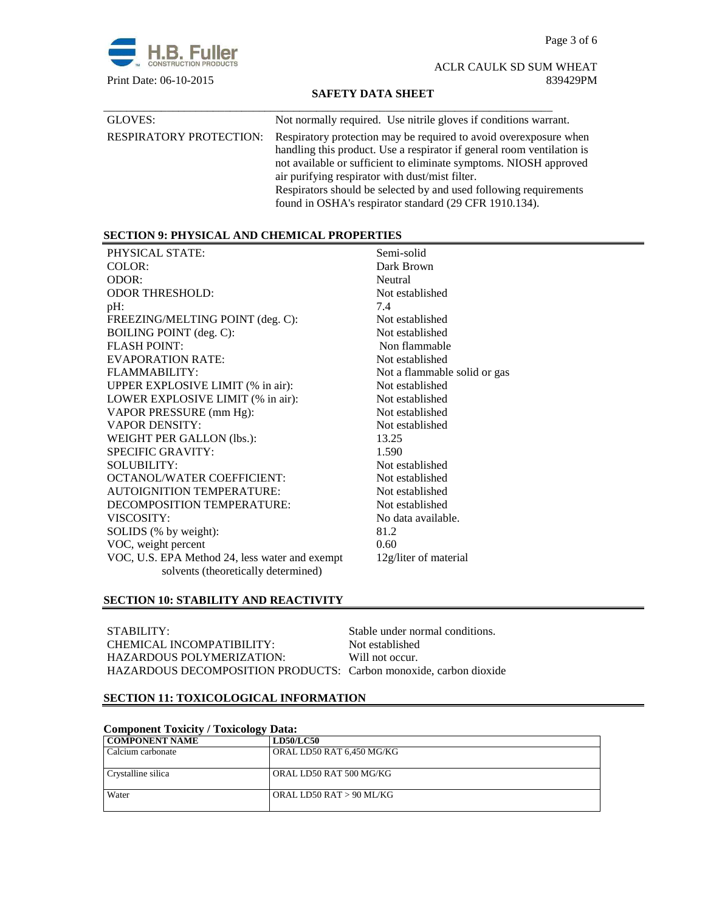| | |
|---|---|
| GLOVES: | Not normally required. Use nitrile gloves if conditions warrant. |
| RESPIRATORY PROTECTION: | Respiratory protection may be required to avoid overexposure when handling this product. Use a respirator if general room ventilation is not available or sufficient to eliminate symptoms. NIOSH approved air purifying respirator with dust/mist filter. Respirators should be selected by and used following requirements found in OSHA's respirator standard (29 CFR 1910.134). |

## SECTION 9: PHYSICAL AND CHEMICAL PROPERTIES

| | |
|---|---|
| PHYSICAL STATE: | Semi-solid |
| COLOR: | Dark Brown |
| ODOR: | Neutral |
| ODOR THRESHOLD: | Not established |
| pH: | 7.4 |
| FREEZING/MELTING POINT (deg. C): | Not established |
| BOILING POINT (deg. C): | Not established |
| FLASH POINT: | Non flammable |
| EVAPORATION RATE: | Not established |
| FLAMMABILITY: | Not a flammable solid or gas |
| UPPER EXPLOSIVE LIMIT (% in air): | Not established |
| LOWER EXPLOSIVE LIMIT (% in air): | Not established |
| VAPOR PRESSURE (mm Hg): | Not established |
| VAPOR DENSITY: | Not established |
| WEIGHT PER GALLON (lbs.): | 13.25 |
| SPECIFIC GRAVITY: | 1.590 |
| SOLUBILITY: | Not established |
| OCTANOL/WATER COEFFICIENT: | Not established |
| AUTOIGNITION TEMPERATURE: | Not established |
| DECOMPOSITION TEMPERATURE: | Not established |
| VISCOSITY: | No data available. |
| SOLIDS (% by weight): | 81.2 |
| VOC, weight percent | 0.60 |
| VOC, U.S. EPA Method 24, less water and exempt solvents (theoretically determined) | 12g/liter of material |

## SECTION 10: STABILITY AND REACTIVITY

| | |
|---|---|
| STABILITY: | Stable under normal conditions. |
| CHEMICAL INCOMPATIBILITY: | Not established |
| HAZARDOUS POLYMERIZATION: | Will not occur. |
| HAZARDOUS DECOMPOSITION PRODUCTS: | Carbon monoxide, carbon dioxide |

## SECTION 11: TOXICOLOGICAL INFORMATION

**Component Toxicity / Toxicology Data:**

| COMPONENT NAME | LD50/LC50 |
|---|---|
| Calcium carbonate | ORAL LD50 RAT 6,450 MG/KG |
| Crystalline silica | ORAL LD50 RAT 500 MG/KG |
| Water | ORAL LD50 RAT > 90 ML/KG |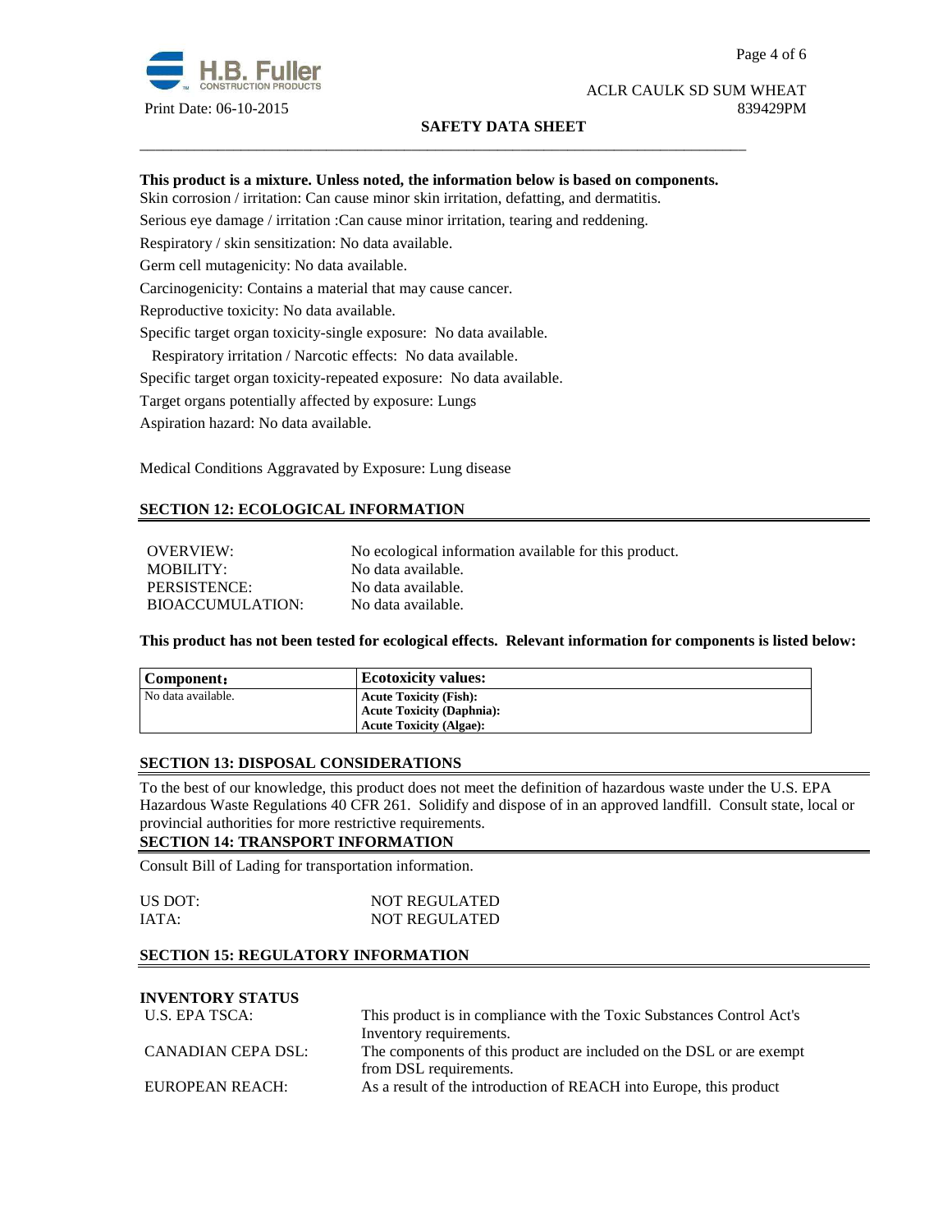**This product is a mixture. Unless noted, the information below is based on components.**

Skin corrosion / irritation: Can cause minor skin irritation, defatting, and dermatitis.

Serious eye damage / irritation :Can cause minor irritation, tearing and reddening.

Respiratory / skin sensitization: No data available.

Germ cell mutagenicity: No data available.

Carcinogenicity: Contains a material that may cause cancer.

Reproductive toxicity: No data available.

Specific target organ toxicity-single exposure: No data available.

Respiratory irritation / Narcotic effects: No data available.

Specific target organ toxicity-repeated exposure: No data available.

Target organs potentially affected by exposure: Lungs

Aspiration hazard: No data available.

Medical Conditions Aggravated by Exposure: Lung disease

## SECTION 12: ECOLOGICAL INFORMATION

| | |
|---|---|
| OVERVIEW: | No ecological information available for this product. |
| MOBILITY: | No data available. |
| PERSISTENCE: | No data available. |
| BIOACCUMULATION: | No data available. |

**This product has not been tested for ecological effects. Relevant information for components is listed below:**

| Component: | Ecotoxicity values: |
|---|---|
| No data available. | **Acute Toxicity (Fish):**<br>**Acute Toxicity (Daphnia):**<br>**Acute Toxicity (Algae):** |

## SECTION 13: DISPOSAL CONSIDERATIONS

To the best of our knowledge, this product does not meet the definition of hazardous waste under the U.S. EPA Hazardous Waste Regulations 40 CFR 261. Solidify and dispose of in an approved landfill. Consult state, local or provincial authorities for more restrictive requirements.

## SECTION 14: TRANSPORT INFORMATION

Consult Bill of Lading for transportation information.

| | |
|---|---|
| US DOT: | NOT REGULATED |
| IATA: | NOT REGULATED |

## SECTION 15: REGULATORY INFORMATION

**INVENTORY STATUS**

| | |
|---|---|
| U.S. EPA TSCA: | This product is in compliance with the Toxic Substances Control Act's Inventory requirements. |
| CANADIAN CEPA DSL: | The components of this product are included on the DSL or are exempt from DSL requirements. |
| EUROPEAN REACH: | As a result of the introduction of REACH into Europe, this product |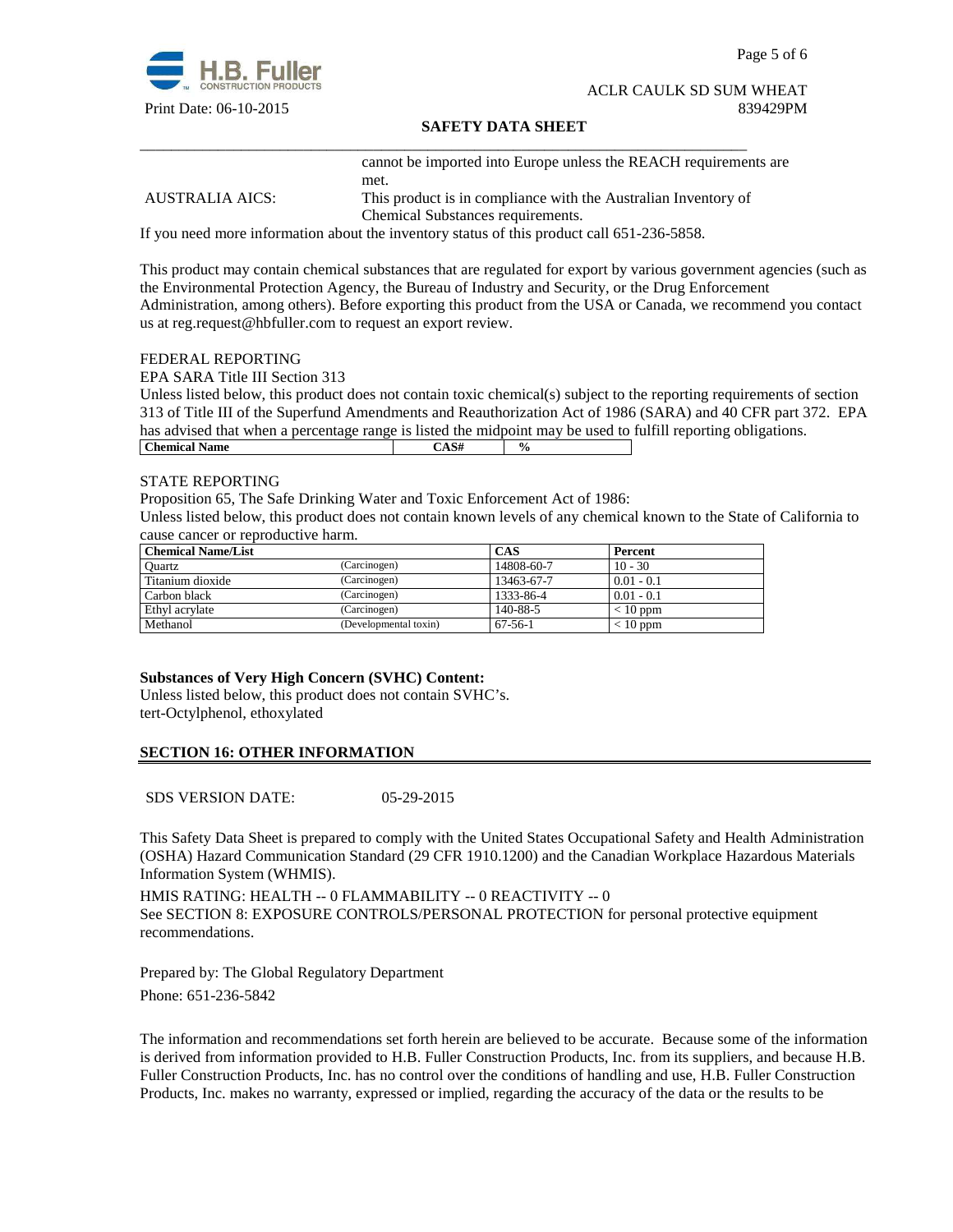| | |
|---|---|
| | cannot be imported into Europe unless the REACH requirements are met. |
| AUSTRALIA AICS: | This product is in compliance with the Australian Inventory of Chemical Substances requirements. |

If you need more information about the inventory status of this product call 651-236-5858.

This product may contain chemical substances that are regulated for export by various government agencies (such as the Environmental Protection Agency, the Bureau of Industry and Security, or the Drug Enforcement Administration, among others). Before exporting this product from the USA or Canada, we recommend you contact us at reg.request@hbfuller.com to request an export review.

FEDERAL REPORTING

EPA SARA Title III Section 313

Unless listed below, this product does not contain toxic chemical(s) subject to the reporting requirements of section 313 of Title III of the Superfund Amendments and Reauthorization Act of 1986 (SARA) and 40 CFR part 372. EPA has advised that when a percentage range is listed the midpoint may be used to fulfill reporting obligations.

| Chemical Name | CAS# | % |
|---|---|---|

STATE REPORTING

Proposition 65, The Safe Drinking Water and Toxic Enforcement Act of 1986:

Unless listed below, this product does not contain known levels of any chemical known to the State of California to cause cancer or reproductive harm.

| Chemical Name/List | | CAS | Percent |
|---|---|---|---|
| Quartz | (Carcinogen) | 14808-60-7 | 10 - 30 |
| Titanium dioxide | (Carcinogen) | 13463-67-7 | 0.01 - 0.1 |
| Carbon black | (Carcinogen) | 1333-86-4 | 0.01 - 0.1 |
| Ethyl acrylate | (Carcinogen) | 140-88-5 | < 10 ppm |
| Methanol | (Developmental toxin) | 67-56-1 | < 10 ppm |

**Substances of Very High Concern (SVHC) Content:**

Unless listed below, this product does not contain SVHC's.
tert-Octylphenol, ethoxylated

## SECTION 16: OTHER INFORMATION

SDS VERSION DATE: 05-29-2015

This Safety Data Sheet is prepared to comply with the United States Occupational Safety and Health Administration (OSHA) Hazard Communication Standard (29 CFR 1910.1200) and the Canadian Workplace Hazardous Materials Information System (WHMIS).

HMIS RATING: HEALTH -- 0 FLAMMABILITY -- 0 REACTIVITY -- 0
See SECTION 8: EXPOSURE CONTROLS/PERSONAL PROTECTION for personal protective equipment recommendations.

Prepared by: The Global Regulatory Department
Phone: 651-236-5842

The information and recommendations set forth herein are believed to be accurate. Because some of the information is derived from information provided to H.B. Fuller Construction Products, Inc. from its suppliers, and because H.B. Fuller Construction Products, Inc. has no control over the conditions of handling and use, H.B. Fuller Construction Products, Inc. makes no warranty, expressed or implied, regarding the accuracy of the data or the results to be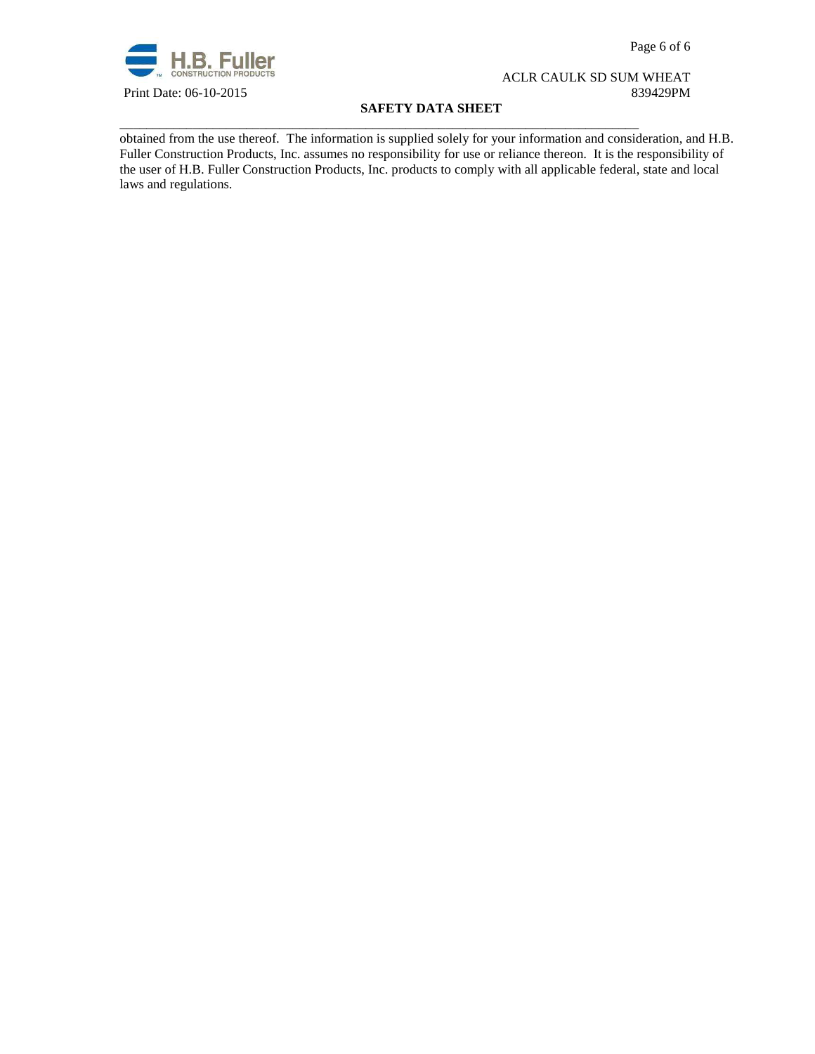obtained from the use thereof. The information is supplied solely for your information and consideration, and H.B. Fuller Construction Products, Inc. assumes no responsibility for use or reliance thereon. It is the responsibility of the user of H.B. Fuller Construction Products, Inc. products to comply with all applicable federal, state and local laws and regulations.